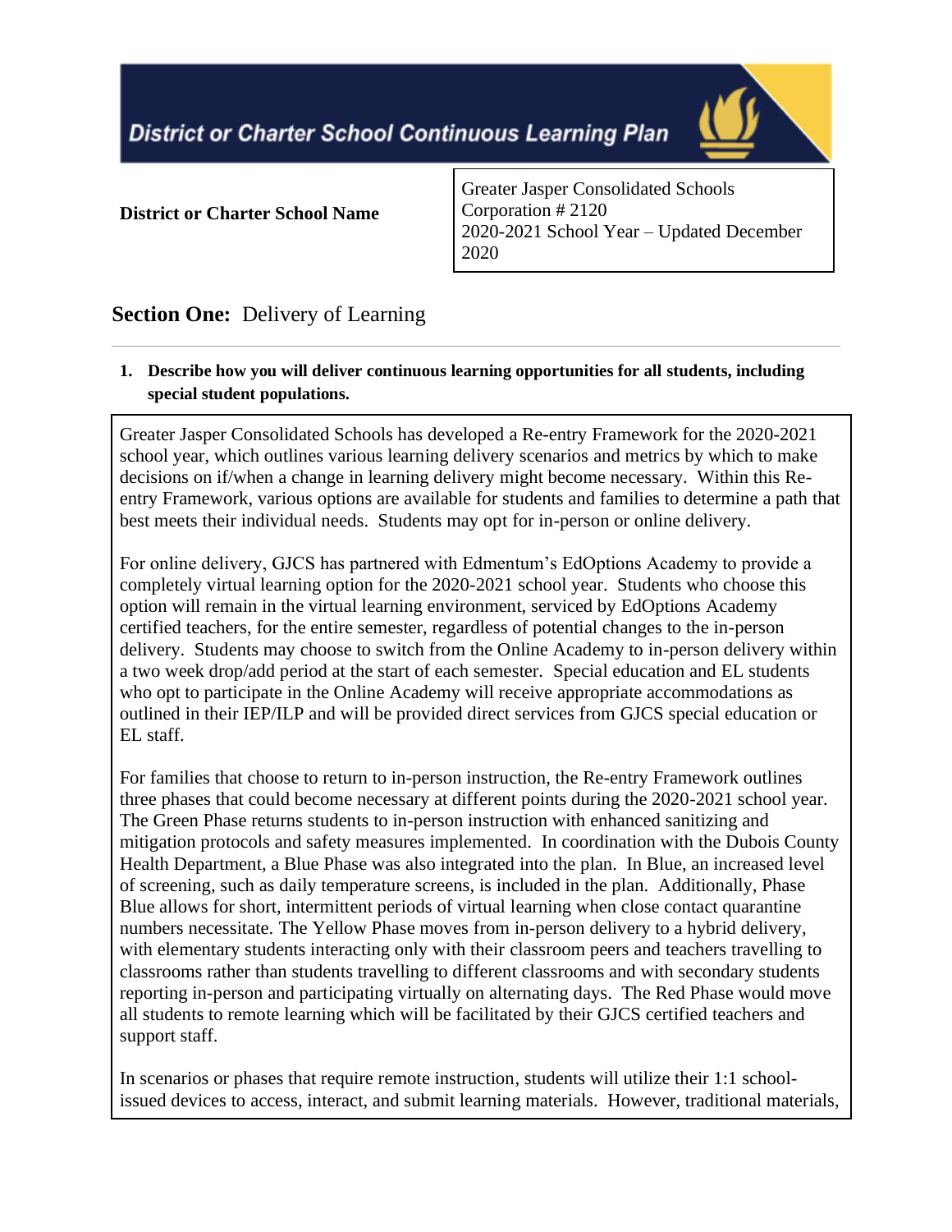# District or Charter School Continuous Learning Plan

| District or Charter School Name | Greater Jasper Consolidated Schools<br>Corporation # 2120<br>2020-2021 School Year – Updated December 2020 |
|---|---|

## Section One: Delivery of Learning

**1. Describe how you will deliver continuous learning opportunities for all students, including special student populations.**

Greater Jasper Consolidated Schools has developed a Re-entry Framework for the 2020-2021 school year, which outlines various learning delivery scenarios and metrics by which to make decisions on if/when a change in learning delivery might become necessary. Within this Re-entry Framework, various options are available for students and families to determine a path that best meets their individual needs. Students may opt for in-person or online delivery.

For online delivery, GJCS has partnered with Edmentum's EdOptions Academy to provide a completely virtual learning option for the 2020-2021 school year. Students who choose this option will remain in the virtual learning environment, serviced by EdOptions Academy certified teachers, for the entire semester, regardless of potential changes to the in-person delivery. Students may choose to switch from the Online Academy to in-person delivery within a two week drop/add period at the start of each semester. Special education and EL students who opt to participate in the Online Academy will receive appropriate accommodations as outlined in their IEP/ILP and will be provided direct services from GJCS special education or EL staff.

For families that choose to return to in-person instruction, the Re-entry Framework outlines three phases that could become necessary at different points during the 2020-2021 school year. The Green Phase returns students to in-person instruction with enhanced sanitizing and mitigation protocols and safety measures implemented. In coordination with the Dubois County Health Department, a Blue Phase was also integrated into the plan. In Blue, an increased level of screening, such as daily temperature screens, is included in the plan. Additionally, Phase Blue allows for short, intermittent periods of virtual learning when close contact quarantine numbers necessitate. The Yellow Phase moves from in-person delivery to a hybrid delivery, with elementary students interacting only with their classroom peers and teachers travelling to classrooms rather than students travelling to different classrooms and with secondary students reporting in-person and participating virtually on alternating days. The Red Phase would move all students to remote learning which will be facilitated by their GJCS certified teachers and support staff.

In scenarios or phases that require remote instruction, students will utilize their 1:1 school-issued devices to access, interact, and submit learning materials. However, traditional materials,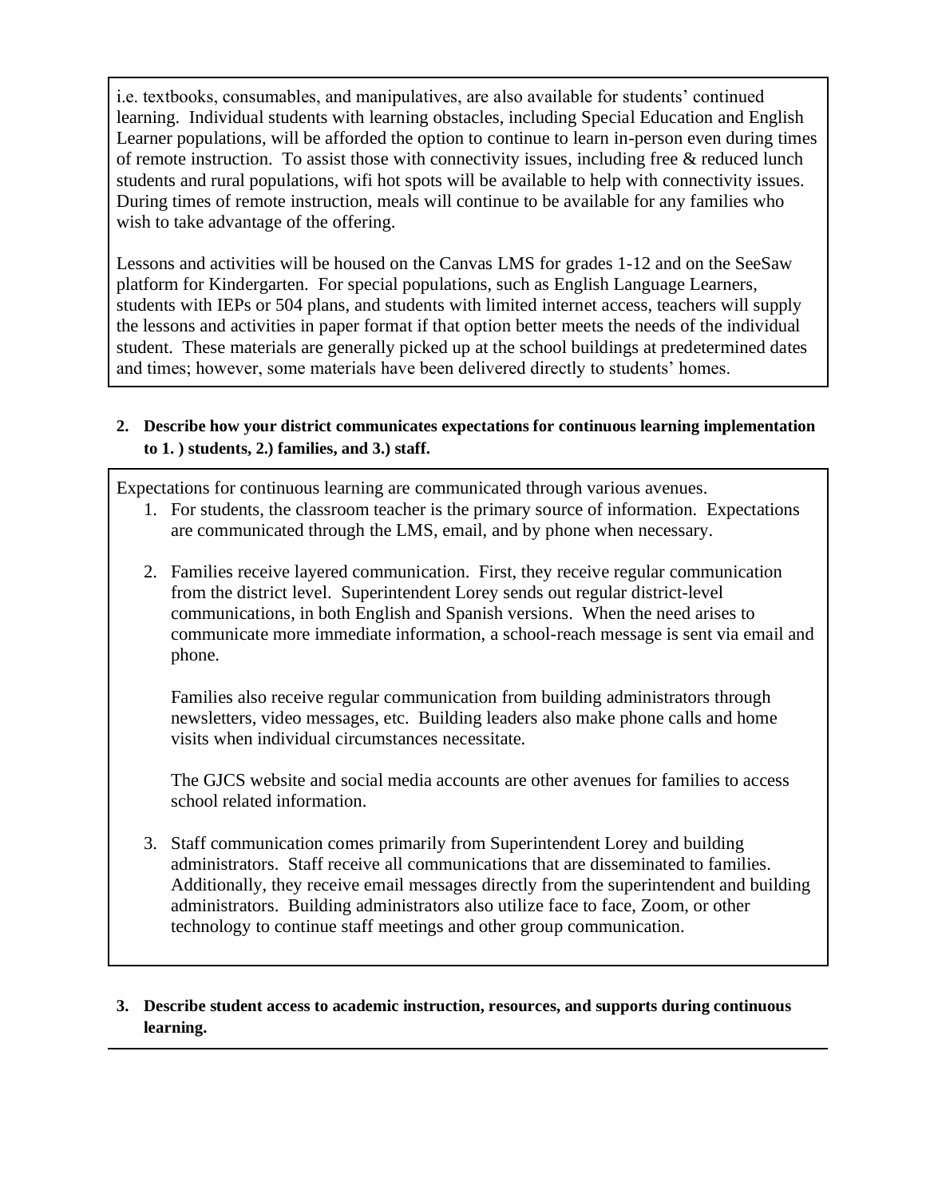i.e. textbooks, consumables, and manipulatives, are also available for students' continued learning. Individual students with learning obstacles, including Special Education and English Learner populations, will be afforded the option to continue to learn in-person even during times of remote instruction. To assist those with connectivity issues, including free & reduced lunch students and rural populations, wifi hot spots will be available to help with connectivity issues. During times of remote instruction, meals will continue to be available for any families who wish to take advantage of the offering.

Lessons and activities will be housed on the Canvas LMS for grades 1-12 and on the SeeSaw platform for Kindergarten. For special populations, such as English Language Learners, students with IEPs or 504 plans, and students with limited internet access, teachers will supply the lessons and activities in paper format if that option better meets the needs of the individual student. These materials are generally picked up at the school buildings at predetermined dates and times; however, some materials have been delivered directly to students' homes.

**2. Describe how your district communicates expectations for continuous learning implementation to 1. ) students, 2.) families, and 3.) staff.**

Expectations for continuous learning are communicated through various avenues.

1. For students, the classroom teacher is the primary source of information. Expectations are communicated through the LMS, email, and by phone when necessary.

2. Families receive layered communication. First, they receive regular communication from the district level. Superintendent Lorey sends out regular district-level communications, in both English and Spanish versions. When the need arises to communicate more immediate information, a school-reach message is sent via email and phone.

   Families also receive regular communication from building administrators through newsletters, video messages, etc. Building leaders also make phone calls and home visits when individual circumstances necessitate.

   The GJCS website and social media accounts are other avenues for families to access school related information.

3. Staff communication comes primarily from Superintendent Lorey and building administrators. Staff receive all communications that are disseminated to families. Additionally, they receive email messages directly from the superintendent and building administrators. Building administrators also utilize face to face, Zoom, or other technology to continue staff meetings and other group communication.

**3. Describe student access to academic instruction, resources, and supports during continuous learning.**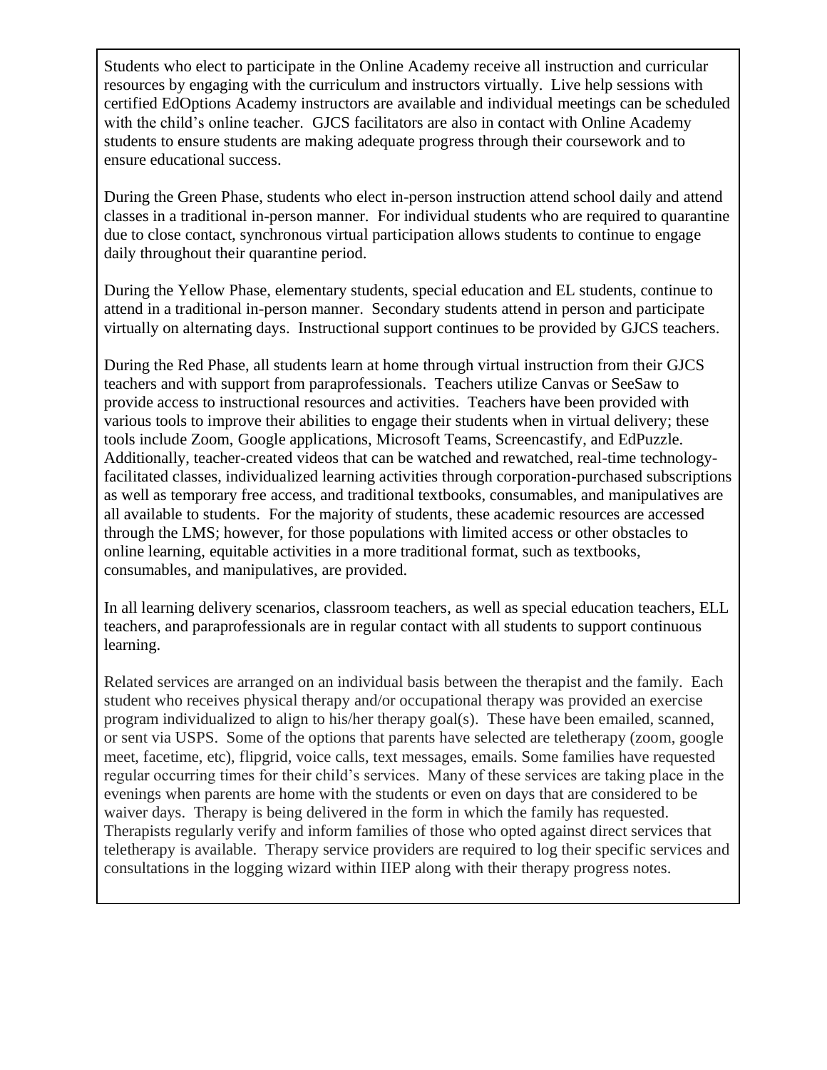Students who elect to participate in the Online Academy receive all instruction and curricular resources by engaging with the curriculum and instructors virtually. Live help sessions with certified EdOptions Academy instructors are available and individual meetings can be scheduled with the child's online teacher. GJCS facilitators are also in contact with Online Academy students to ensure students are making adequate progress through their coursework and to ensure educational success.

During the Green Phase, students who elect in-person instruction attend school daily and attend classes in a traditional in-person manner. For individual students who are required to quarantine due to close contact, synchronous virtual participation allows students to continue to engage daily throughout their quarantine period.

During the Yellow Phase, elementary students, special education and EL students, continue to attend in a traditional in-person manner. Secondary students attend in person and participate virtually on alternating days. Instructional support continues to be provided by GJCS teachers.

During the Red Phase, all students learn at home through virtual instruction from their GJCS teachers and with support from paraprofessionals. Teachers utilize Canvas or SeeSaw to provide access to instructional resources and activities. Teachers have been provided with various tools to improve their abilities to engage their students when in virtual delivery; these tools include Zoom, Google applications, Microsoft Teams, Screencastify, and EdPuzzle. Additionally, teacher-created videos that can be watched and rewatched, real-time technology-facilitated classes, individualized learning activities through corporation-purchased subscriptions as well as temporary free access, and traditional textbooks, consumables, and manipulatives are all available to students. For the majority of students, these academic resources are accessed through the LMS; however, for those populations with limited access or other obstacles to online learning, equitable activities in a more traditional format, such as textbooks, consumables, and manipulatives, are provided.

In all learning delivery scenarios, classroom teachers, as well as special education teachers, ELL teachers, and paraprofessionals are in regular contact with all students to support continuous learning.

Related services are arranged on an individual basis between the therapist and the family. Each student who receives physical therapy and/or occupational therapy was provided an exercise program individualized to align to his/her therapy goal(s). These have been emailed, scanned, or sent via USPS. Some of the options that parents have selected are teletherapy (zoom, google meet, facetime, etc), flipgrid, voice calls, text messages, emails. Some families have requested regular occurring times for their child's services. Many of these services are taking place in the evenings when parents are home with the students or even on days that are considered to be waiver days. Therapy is being delivered in the form in which the family has requested. Therapists regularly verify and inform families of those who opted against direct services that teletherapy is available. Therapy service providers are required to log their specific services and consultations in the logging wizard within IIEP along with their therapy progress notes.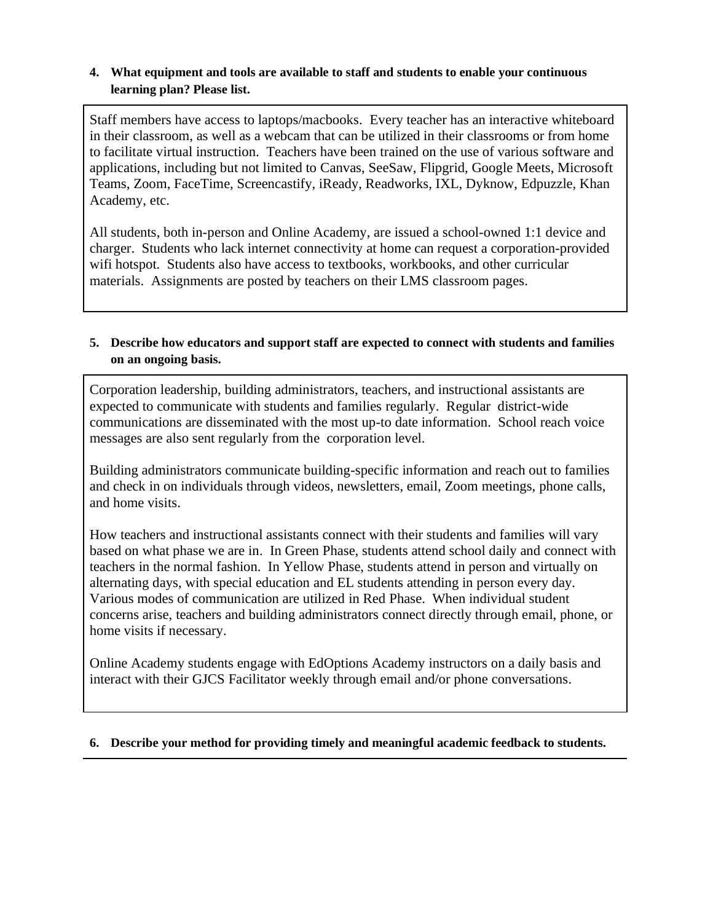**4. What equipment and tools are available to staff and students to enable your continuous learning plan? Please list.**

Staff members have access to laptops/macbooks. Every teacher has an interactive whiteboard in their classroom, as well as a webcam that can be utilized in their classrooms or from home to facilitate virtual instruction. Teachers have been trained on the use of various software and applications, including but not limited to Canvas, SeeSaw, Flipgrid, Google Meets, Microsoft Teams, Zoom, FaceTime, Screencastify, iReady, Readworks, IXL, Dyknow, Edpuzzle, Khan Academy, etc.

All students, both in-person and Online Academy, are issued a school-owned 1:1 device and charger. Students who lack internet connectivity at home can request a corporation-provided wifi hotspot. Students also have access to textbooks, workbooks, and other curricular materials. Assignments are posted by teachers on their LMS classroom pages.

**5. Describe how educators and support staff are expected to connect with students and families on an ongoing basis.**

Corporation leadership, building administrators, teachers, and instructional assistants are expected to communicate with students and families regularly. Regular district-wide communications are disseminated with the most up-to date information. School reach voice messages are also sent regularly from the corporation level.

Building administrators communicate building-specific information and reach out to families and check in on individuals through videos, newsletters, email, Zoom meetings, phone calls, and home visits.

How teachers and instructional assistants connect with their students and families will vary based on what phase we are in. In Green Phase, students attend school daily and connect with teachers in the normal fashion. In Yellow Phase, students attend in person and virtually on alternating days, with special education and EL students attending in person every day. Various modes of communication are utilized in Red Phase. When individual student concerns arise, teachers and building administrators connect directly through email, phone, or home visits if necessary.

Online Academy students engage with EdOptions Academy instructors on a daily basis and interact with their GJCS Facilitator weekly through email and/or phone conversations.

**6. Describe your method for providing timely and meaningful academic feedback to students.**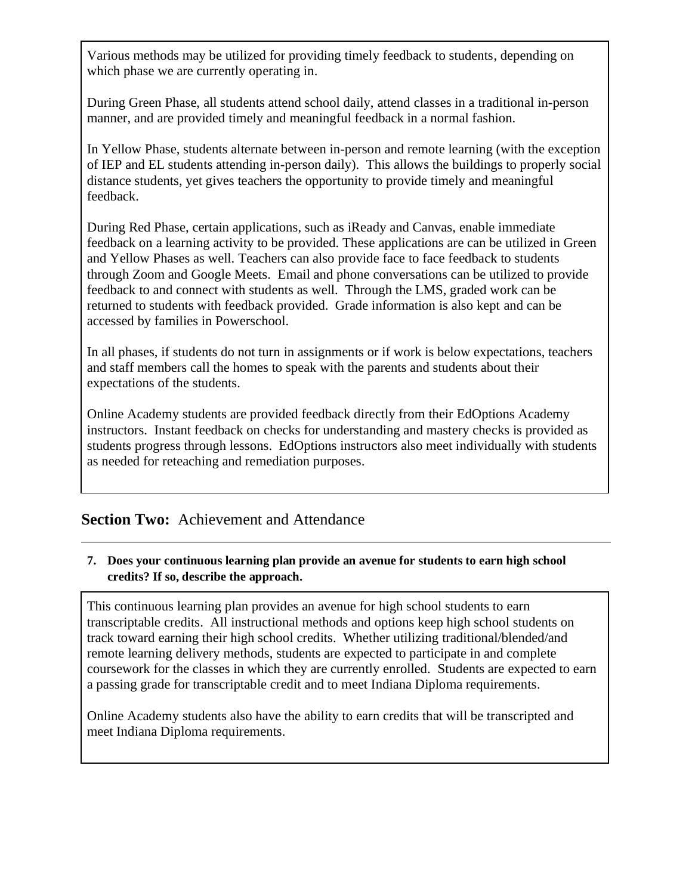Various methods may be utilized for providing timely feedback to students, depending on which phase we are currently operating in.

During Green Phase, all students attend school daily, attend classes in a traditional in-person manner, and are provided timely and meaningful feedback in a normal fashion.

In Yellow Phase, students alternate between in-person and remote learning (with the exception of IEP and EL students attending in-person daily). This allows the buildings to properly social distance students, yet gives teachers the opportunity to provide timely and meaningful feedback.

During Red Phase, certain applications, such as iReady and Canvas, enable immediate feedback on a learning activity to be provided. These applications are can be utilized in Green and Yellow Phases as well. Teachers can also provide face to face feedback to students through Zoom and Google Meets. Email and phone conversations can be utilized to provide feedback to and connect with students as well. Through the LMS, graded work can be returned to students with feedback provided. Grade information is also kept and can be accessed by families in Powerschool.

In all phases, if students do not turn in assignments or if work is below expectations, teachers and staff members call the homes to speak with the parents and students about their expectations of the students.

Online Academy students are provided feedback directly from their EdOptions Academy instructors. Instant feedback on checks for understanding and mastery checks is provided as students progress through lessons. EdOptions instructors also meet individually with students as needed for reteaching and remediation purposes.

## **Section Two:** Achievement and Attendance

**7. Does your continuous learning plan provide an avenue for students to earn high school credits? If so, describe the approach.**

This continuous learning plan provides an avenue for high school students to earn transcriptable credits. All instructional methods and options keep high school students on track toward earning their high school credits. Whether utilizing traditional/blended/and remote learning delivery methods, students are expected to participate in and complete coursework for the classes in which they are currently enrolled. Students are expected to earn a passing grade for transcriptable credit and to meet Indiana Diploma requirements.

Online Academy students also have the ability to earn credits that will be transcripted and meet Indiana Diploma requirements.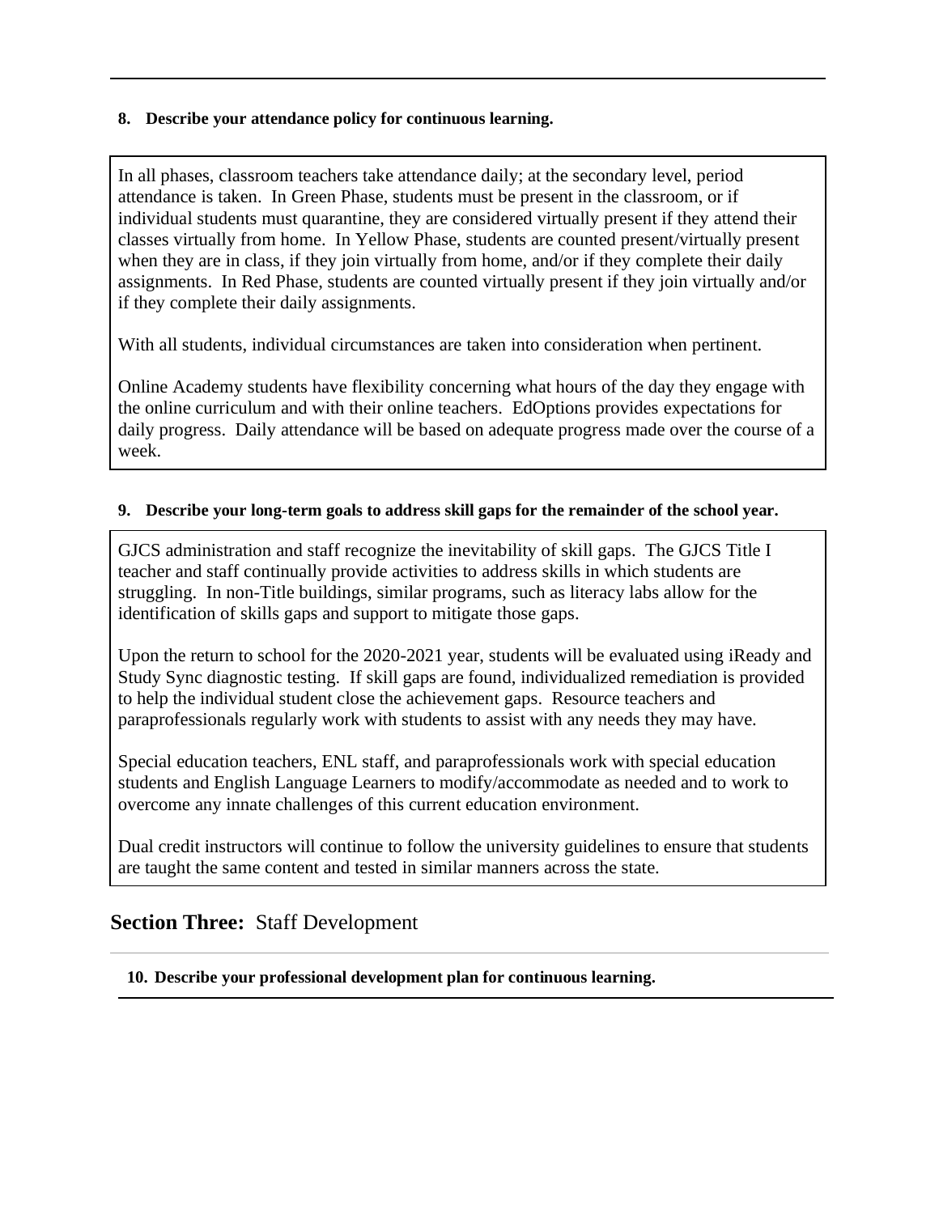**8. Describe your attendance policy for continuous learning.**

In all phases, classroom teachers take attendance daily; at the secondary level, period attendance is taken. In Green Phase, students must be present in the classroom, or if individual students must quarantine, they are considered virtually present if they attend their classes virtually from home. In Yellow Phase, students are counted present/virtually present when they are in class, if they join virtually from home, and/or if they complete their daily assignments. In Red Phase, students are counted virtually present if they join virtually and/or if they complete their daily assignments.

With all students, individual circumstances are taken into consideration when pertinent.

Online Academy students have flexibility concerning what hours of the day they engage with the online curriculum and with their online teachers. EdOptions provides expectations for daily progress. Daily attendance will be based on adequate progress made over the course of a week.

**9. Describe your long-term goals to address skill gaps for the remainder of the school year.**

GJCS administration and staff recognize the inevitability of skill gaps. The GJCS Title I teacher and staff continually provide activities to address skills in which students are struggling. In non-Title buildings, similar programs, such as literacy labs allow for the identification of skills gaps and support to mitigate those gaps.

Upon the return to school for the 2020-2021 year, students will be evaluated using iReady and Study Sync diagnostic testing. If skill gaps are found, individualized remediation is provided to help the individual student close the achievement gaps. Resource teachers and paraprofessionals regularly work with students to assist with any needs they may have.

Special education teachers, ENL staff, and paraprofessionals work with special education students and English Language Learners to modify/accommodate as needed and to work to overcome any innate challenges of this current education environment.

Dual credit instructors will continue to follow the university guidelines to ensure that students are taught the same content and tested in similar manners across the state.

## Section Three: Staff Development

**10. Describe your professional development plan for continuous learning.**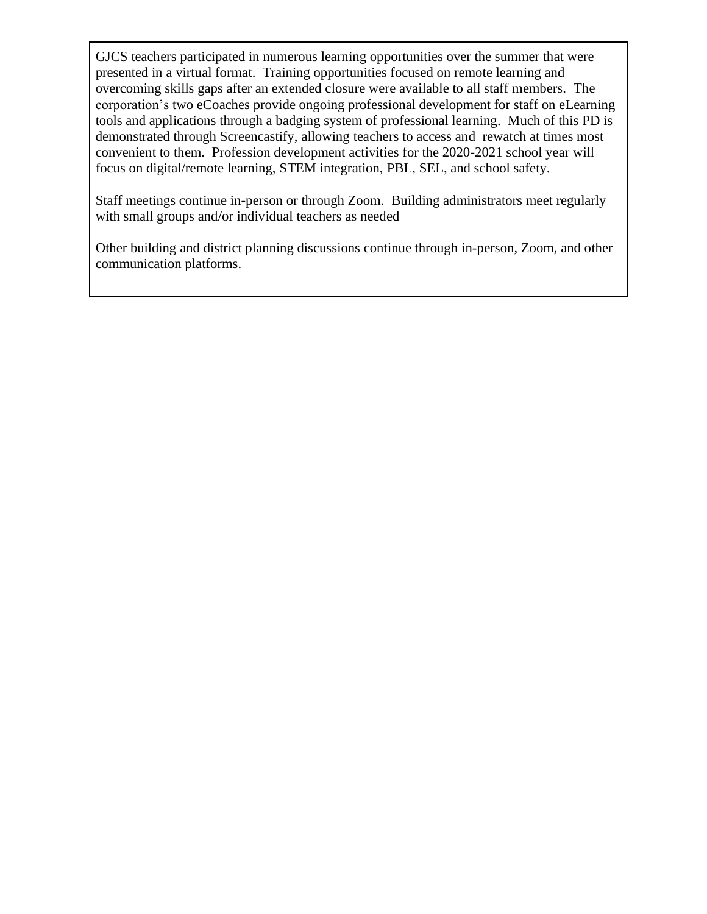GJCS teachers participated in numerous learning opportunities over the summer that were presented in a virtual format. Training opportunities focused on remote learning and overcoming skills gaps after an extended closure were available to all staff members. The corporation's two eCoaches provide ongoing professional development for staff on eLearning tools and applications through a badging system of professional learning. Much of this PD is demonstrated through Screencastify, allowing teachers to access and rewatch at times most convenient to them. Profession development activities for the 2020-2021 school year will focus on digital/remote learning, STEM integration, PBL, SEL, and school safety.

Staff meetings continue in-person or through Zoom. Building administrators meet regularly with small groups and/or individual teachers as needed

Other building and district planning discussions continue through in-person, Zoom, and other communication platforms.